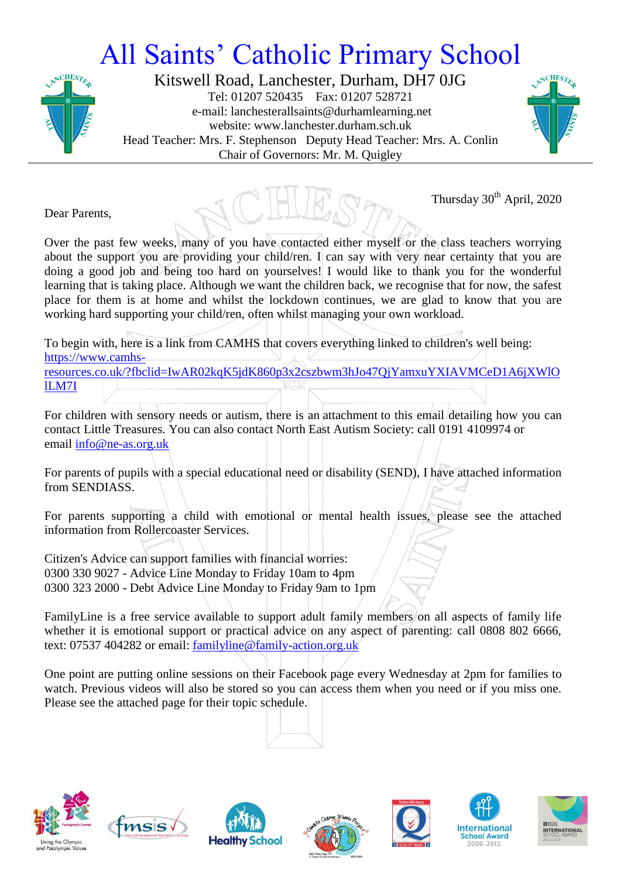# All Saints' Catholic Primary School

Kitswell Road, Lanchester, Durham, DH7 0JG
Tel: 01207 520435 Fax: 01207 528721
e-mail: lanchesterallsaints@durhamlearning.net
website: www.lanchester.durham.sch.uk
Head Teacher: Mrs. F. Stephenson Deputy Head Teacher: Mrs. A. Conlin
Chair of Governors: Mr. M. Quigley

Thursday 30th April, 2020

Dear Parents,

Over the past few weeks, many of you have contacted either myself or the class teachers worrying about the support you are providing your child/ren. I can say with very near certainty that you are doing a good job and being too hard on yourselves! I would like to thank you for the wonderful learning that is taking place. Although we want the children back, we recognise that for now, the safest place for them is at home and whilst the lockdown continues, we are glad to know that you are working hard supporting your child/ren, often whilst managing your own workload.

To begin with, here is a link from CAMHS that covers everything linked to children's well being: https://www.camhs-resources.co.uk/?fbclid=IwAR02kqK5jdK860p3x2cszbwm3hJo47QjYamxuYXIAVMCeD1A6jXWlOlLM7I

For children with sensory needs or autism, there is an attachment to this email detailing how you can contact Little Treasures. You can also contact North East Autism Society: call 0191 4109974 or email info@ne-as.org.uk

For parents of pupils with a special educational need or disability (SEND), I have attached information from SENDIASS.

For parents supporting a child with emotional or mental health issues, please see the attached information from Rollercoaster Services.

Citizen's Advice can support families with financial worries:
0300 330 9027 - Advice Line Monday to Friday 10am to 4pm
0300 323 2000 - Debt Advice Line Monday to Friday 9am to 1pm

FamilyLine is a free service available to support adult family members on all aspects of family life whether it is emotional support or practical advice on any aspect of parenting: call 0808 802 6666, text: 07537 404282 or email: familyline@family-action.org.uk

One point are putting online sessions on their Facebook page every Wednesday at 2pm for families to watch. Previous videos will also be stored so you can access them when you need or if you miss one. Please see the attached page for their topic schedule.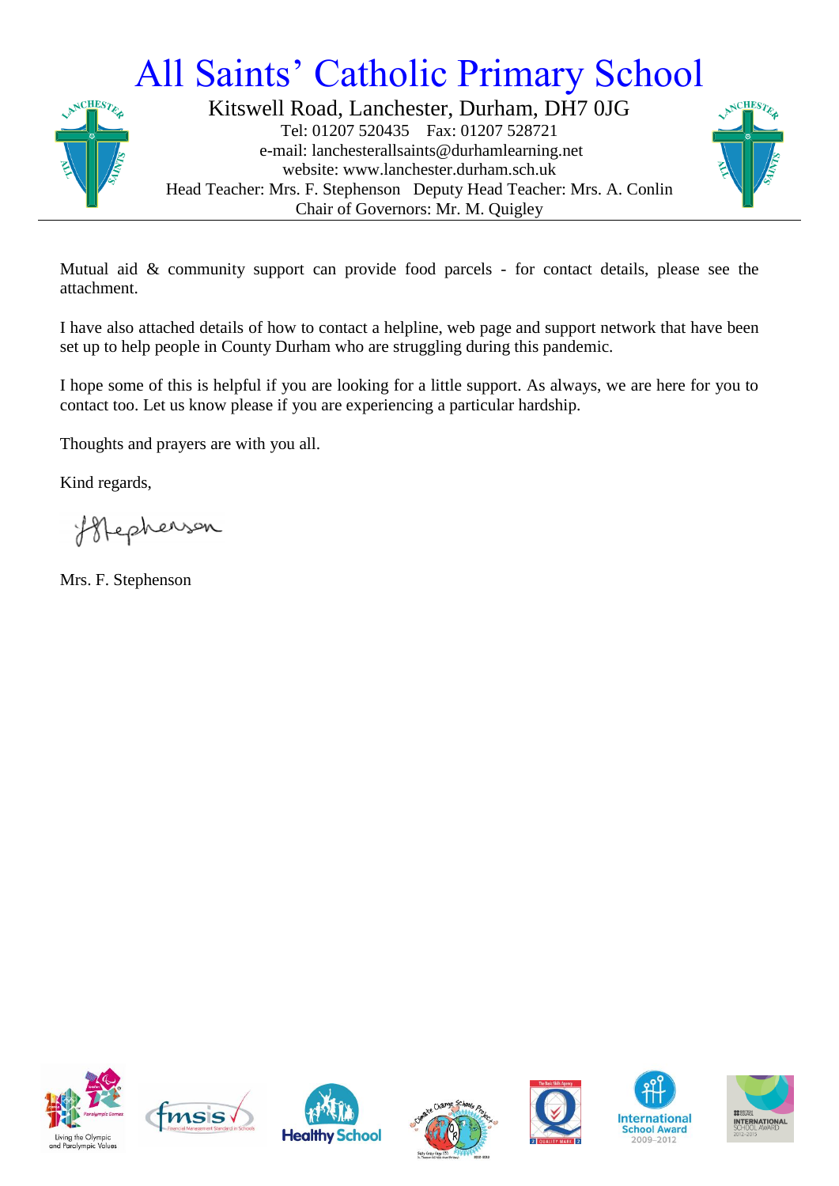# All Saints' Catholic Primary School

Kitswell Road, Lanchester, Durham, DH7 0JG
Tel: 01207 520435 Fax: 01207 528721
e-mail: lanchesterallsaints@durhamlearning.net
website: www.lanchester.durham.sch.uk
Head Teacher: Mrs. F. Stephenson Deputy Head Teacher: Mrs. A. Conlin
Chair of Governors: Mr. M. Quigley

---

Mutual aid & community support can provide food parcels - for contact details, please see the attachment.

I have also attached details of how to contact a helpline, web page and support network that have been set up to help people in County Durham who are struggling during this pandemic.

I hope some of this is helpful if you are looking for a little support. As always, we are here for you to contact too. Let us know please if you are experiencing a particular hardship.

Thoughts and prayers are with you all.

Kind regards,

FStephenson

Mrs. F. Stephenson